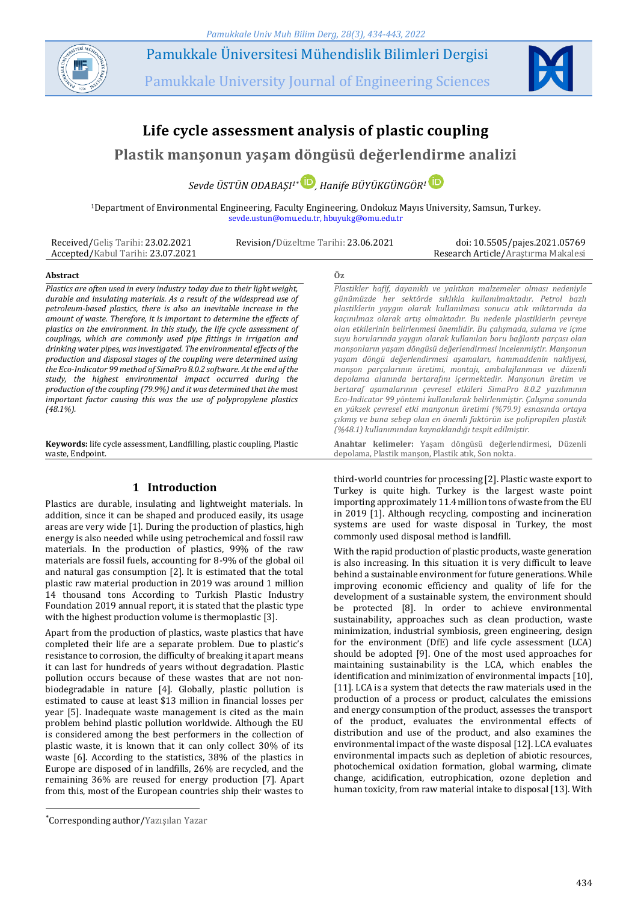# Life cycle assessment analysis of plastic coupling

## Plastik manşonun yaşam döngüsü değerlendirme analizi

*Sevde ÜSTÜN ODABAŞI*[1*], *Hanife BÜYÜKGÜNGÖR*[1]

[1]Department of Environmental Engineering, Faculty Engineering, Ondokuz Mayıs University, Samsun, Turkey.
sevde.ustun@omu.edu.tr, hbuyukg@omu.edu.tr

Received/Geliş Tarihi: 23.02.2021
Accepted/Kabul Tarihi: 23.07.2021
Revision/Düzeltme Tarihi: 23.06.2021
doi: 10.5505/pajes.2021.05769
Research Article/Araştırma Makalesi

### Abstract

*Plastics are often used in every industry today due to their light weight, durable and insulating materials. As a result of the widespread use of petroleum-based plastics, there is also an inevitable increase in the amount of waste. Therefore, it is important to determine the effects of plastics on the environment. In this study, the life cycle assessment of couplings, which are commonly used pipe fittings in irrigation and drinking water pipes, was investigated. The environmental effects of the production and disposal stages of the coupling were determined using the Eco-Indicator 99 method of SimaPro 8.0.2 software. At the end of the study, the highest environmental impact occurred during the production of the coupling (79.9%) and it was determined that the most important factor causing this was the use of polypropylene plastics (48.1%).*

**Keywords:** life cycle assessment, Landfilling, plastic coupling, Plastic waste, Endpoint.

### Öz

*Plastikler hafif, dayanıklı ve yalıtkan malzemeler olması nedeniyle günümüzde her sektörde sıklıkla kullanılmaktadır. Petrol bazlı plastiklerin yaygın olarak kullanılması sonucu atık miktarında da kaçınılmaz olarak artış olmaktadır. Bu nedenle plastiklerin çevreye olan etkilerinin belirlenmesi önemlidir. Bu çalışmada, sulama ve içme suyu borularında yaygın olarak kullanılan boru bağlantı parçası olan manşonların yaşam döngüsü değerlendirmesi incelenmiştir. Manşonun yaşam döngü değerlendirmesi aşamaları, hammaddenin nakliyesi, manşon parçalarının üretimi, montajı, ambalajlanması ve düzenli depolama alanında bertarafını içermektedir. Manşonun üretim ve bertaraf aşamalarının çevresel etkileri SimaPro 8.0.2 yazılımının Eco-Indicator 99 yöntemi kullanılarak belirlenmiştir. Çalışma sonunda en yüksek çevresel etki manşonun üretimi (%79.9) esnasında ortaya çıkmış ve buna sebep olan en önemli faktörün ise polipropilen plastik (%48.1) kullanımından kaynaklandığı tespit edilmiştir.*

**Anahtar kelimeler:** Yaşam döngüsü değerlendirmesi, Düzenli depolama, Plastik manşon, Plastik atık, Son nokta.

## 1 Introduction

Plastics are durable, insulating and lightweight materials. In addition, since it can be shaped and produced easily, its usage areas are very wide [1]. During the production of plastics, high energy is also needed while using petrochemical and fossil raw materials. In the production of plastics, 99% of the raw materials are fossil fuels, accounting for 8-9% of the global oil and natural gas consumption [2]. It is estimated that the total plastic raw material production in 2019 was around 1 million 14 thousand tons According to Turkish Plastic Industry Foundation 2019 annual report, it is stated that the plastic type with the highest production volume is thermoplastic [3].

Apart from the production of plastics, waste plastics that have completed their life are a separate problem. Due to plastic's resistance to corrosion, the difficulty of breaking it apart means it can last for hundreds of years without degradation. Plastic pollution occurs because of these wastes that are not non-biodegradable in nature [4]. Globally, plastic pollution is estimated to cause at least $13 million in financial losses per year [5]. Inadequate waste management is cited as the main problem behind plastic pollution worldwide. Although the EU is considered among the best performers in the collection of plastic waste, it is known that it can only collect 30% of its waste [6]. According to the statistics, 38% of the plastics in Europe are disposed of in landfills, 26% are recycled, and the remaining 36% are reused for energy production [7]. Apart from this, most of the European countries ship their wastes to third-world countries for processing [2]. Plastic waste export to Turkey is quite high. Turkey is the largest waste point importing approximately 11.4 million tons of waste from the EU in 2019 [1]. Although recycling, composting and incineration systems are used for waste disposal in Turkey, the most commonly used disposal method is landfill.

With the rapid production of plastic products, waste generation is also increasing. In this situation it is very difficult to leave behind a sustainable environment for future generations. While improving economic efficiency and quality of life for the development of a sustainable system, the environment should be protected [8]. In order to achieve environmental sustainability, approaches such as clean production, waste minimization, industrial symbiosis, green engineering, design for the environment (DfE) and life cycle assessment (LCA) should be adopted [9]. One of the most used approaches for maintaining sustainability is the LCA, which enables the identification and minimization of environmental impacts [10], [11]. LCA is a system that detects the raw materials used in the production of a process or product, calculates the emissions and energy consumption of the product, assesses the transport of the product, evaluates the environmental effects of distribution and use of the product, and also examines the environmental impact of the waste disposal [12]. LCA evaluates environmental impacts such as depletion of abiotic resources, photochemical oxidation formation, global warming, climate change, acidification, eutrophication, ozone depletion and human toxicity, from raw material intake to disposal [13]. With

*Corresponding author/Yazışılan Yazar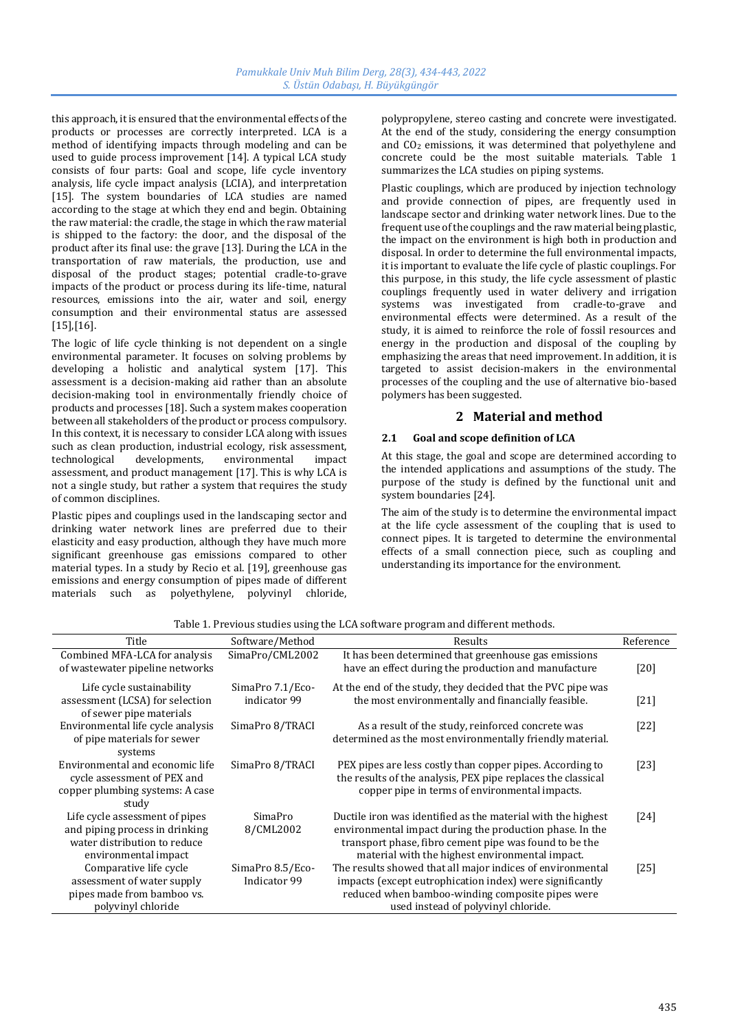this approach, it is ensured that the environmental effects of the products or processes are correctly interpreted. LCA is a method of identifying impacts through modeling and can be used to guide process improvement [14]. A typical LCA study consists of four parts: Goal and scope, life cycle inventory analysis, life cycle impact analysis (LCIA), and interpretation [15]. The system boundaries of LCA studies are named according to the stage at which they end and begin. Obtaining the raw material: the cradle, the stage in which the raw material is shipped to the factory: the door, and the disposal of the product after its final use: the grave [13]. During the LCA in the transportation of raw materials, the production, use and disposal of the product stages; potential cradle-to-grave impacts of the product or process during its life-time, natural resources, emissions into the air, water and soil, energy consumption and their environmental status are assessed [15],[16].

The logic of life cycle thinking is not dependent on a single environmental parameter. It focuses on solving problems by developing a holistic and analytical system [17]. This assessment is a decision-making aid rather than an absolute decision-making tool in environmentally friendly choice of products and processes [18]. Such a system makes cooperation between all stakeholders of the product or process compulsory. In this context, it is necessary to consider LCA along with issues such as clean production, industrial ecology, risk assessment, technological developments, environmental impact assessment, and product management [17]. This is why LCA is not a single study, but rather a system that requires the study of common disciplines.

Plastic pipes and couplings used in the landscaping sector and drinking water network lines are preferred due to their elasticity and easy production, although they have much more significant greenhouse gas emissions compared to other material types. In a study by Recio et al. [19], greenhouse gas emissions and energy consumption of pipes made of different materials such as polyethylene, polyvinyl chloride, polypropylene, stereo casting and concrete were investigated. At the end of the study, considering the energy consumption and $CO_2$ emissions, it was determined that polyethylene and concrete could be the most suitable materials. Table 1 summarizes the LCA studies on piping systems.

Plastic couplings, which are produced by injection technology and provide connection of pipes, are frequently used in landscape sector and drinking water network lines. Due to the frequent use of the couplings and the raw material being plastic, the impact on the environment is high both in production and disposal. In order to determine the full environmental impacts, it is important to evaluate the life cycle of plastic couplings. For this purpose, in this study, the life cycle assessment of plastic couplings frequently used in water delivery and irrigation systems was investigated from cradle-to-grave and environmental effects were determined. As a result of the study, it is aimed to reinforce the role of fossil resources and energy in the production and disposal of the coupling by emphasizing the areas that need improvement. In addition, it is targeted to assist decision-makers in the environmental processes of the coupling and the use of alternative bio-based polymers has been suggested.

## 2 Material and method

### 2.1 Goal and scope definition of LCA

At this stage, the goal and scope are determined according to the intended applications and assumptions of the study. The purpose of the study is defined by the functional unit and system boundaries [24].

The aim of the study is to determine the environmental impact at the life cycle assessment of the coupling that is used to connect pipes. It is targeted to determine the environmental effects of a small connection piece, such as coupling and understanding its importance for the environment.

Table 1. Previous studies using the LCA software program and different methods.

| Title | Software/Method | Results | Reference |
|---|---|---|---|
| Combined MFA-LCA for analysis of wastewater pipeline networks | SimaPro/CML2002 | It has been determined that greenhouse gas emissions have an effect during the production and manufacture | [20] |
| Life cycle sustainability assessment (LCSA) for selection of sewer pipe materials | SimaPro 7.1/Eco-indicator 99 | At the end of the study, they decided that the PVC pipe was the most environmentally and financially feasible. | [21] |
| Environmental life cycle analysis of pipe materials for sewer systems | SimaPro 8/TRACI | As a result of the study, reinforced concrete was determined as the most environmentally friendly material. | [22] |
| Environmental and economic life cycle assessment of PEX and copper plumbing systems: A case study | SimaPro 8/TRACI | PEX pipes are less costly than copper pipes. According to the results of the analysis, PEX pipe replaces the classical copper pipe in terms of environmental impacts. | [23] |
| Life cycle assessment of pipes and piping process in drinking water distribution to reduce environmental impact | SimaPro 8/CML2002 | Ductile iron was identified as the material with the highest environmental impact during the production phase. In the transport phase, fibro cement pipe was found to be the material with the highest environmental impact. | [24] |
| Comparative life cycle assessment of water supply pipes made from bamboo vs. polyvinyl chloride | SimaPro 8.5/Eco-Indicator 99 | The results showed that all major indices of environmental impacts (except eutrophication index) were significantly reduced when bamboo-winding composite pipes were used instead of polyvinyl chloride. | [25] |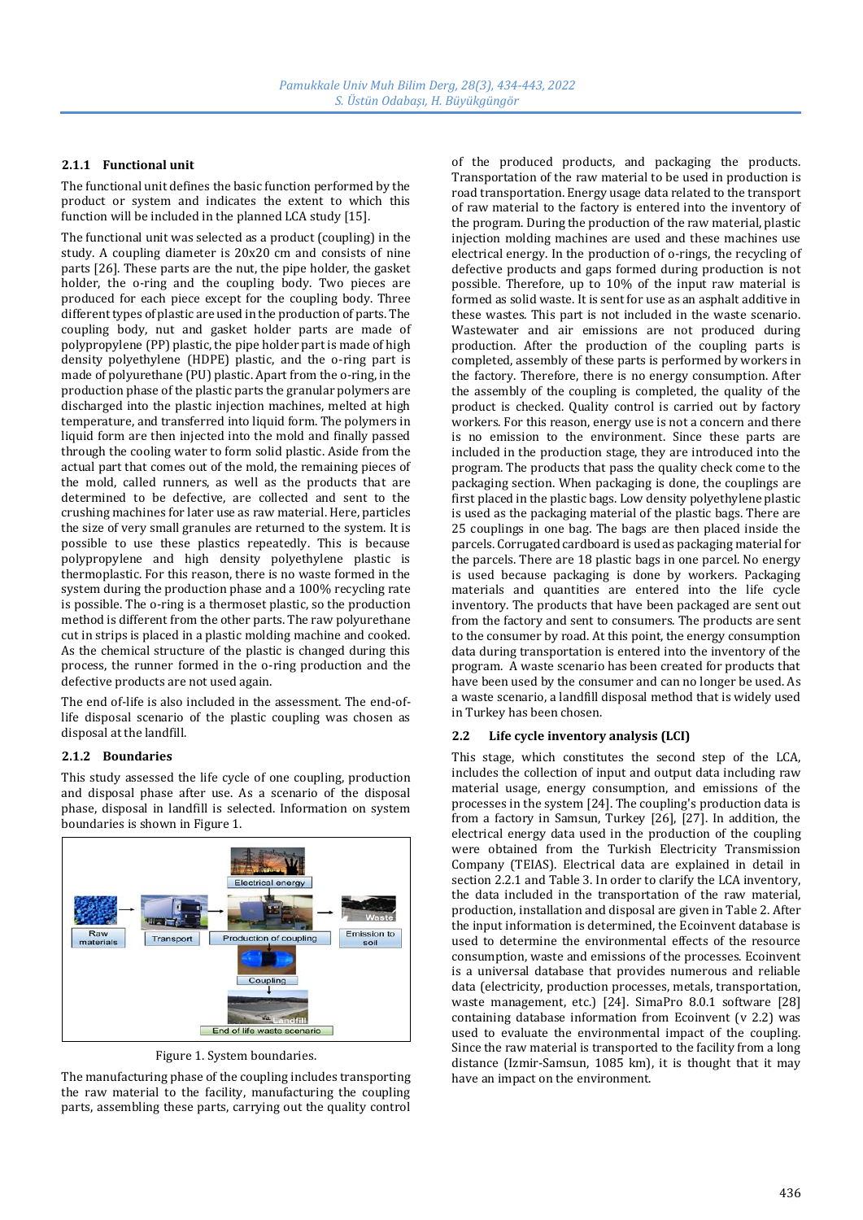#### 2.1.1 Functional unit

The functional unit defines the basic function performed by the product or system and indicates the extent to which this function will be included in the planned LCA study [15].

The functional unit was selected as a product (coupling) in the study. A coupling diameter is 20x20 cm and consists of nine parts [26]. These parts are the nut, the pipe holder, the gasket holder, the o-ring and the coupling body. Two pieces are produced for each piece except for the coupling body. Three different types of plastic are used in the production of parts. The coupling body, nut and gasket holder parts are made of polypropylene (PP) plastic, the pipe holder part is made of high density polyethylene (HDPE) plastic, and the o-ring part is made of polyurethane (PU) plastic. Apart from the o-ring, in the production phase of the plastic parts the granular polymers are discharged into the plastic injection machines, melted at high temperature, and transferred into liquid form. The polymers in liquid form are then injected into the mold and finally passed through the cooling water to form solid plastic. Aside from the actual part that comes out of the mold, the remaining pieces of the mold, called runners, as well as the products that are determined to be defective, are collected and sent to the crushing machines for later use as raw material. Here, particles the size of very small granules are returned to the system. It is possible to use these plastics repeatedly. This is because polypropylene and high density polyethylene plastic is thermoplastic. For this reason, there is no waste formed in the system during the production phase and a 100% recycling rate is possible. The o-ring is a thermoset plastic, so the production method is different from the other parts. The raw polyurethane cut in strips is placed in a plastic molding machine and cooked. As the chemical structure of the plastic is changed during this process, the runner formed in the o-ring production and the defective products are not used again.

The end of-life is also included in the assessment. The end-of-life disposal scenario of the plastic coupling was chosen as disposal at the landfill.

#### 2.1.2 Boundaries

This study assessed the life cycle of one coupling, production and disposal phase after use. As a scenario of the disposal phase, disposal in landfill is selected. Information on system boundaries is shown in Figure 1.

Figure 1. System boundaries.

The manufacturing phase of the coupling includes transporting the raw material to the facility, manufacturing the coupling parts, assembling these parts, carrying out the quality control of the produced products, and packaging the products. Transportation of the raw material to be used in production is road transportation. Energy usage data related to the transport of raw material to the factory is entered into the inventory of the program. During the production of the raw material, plastic injection molding machines are used and these machines use electrical energy. In the production of o-rings, the recycling of defective products and gaps formed during production is not possible. Therefore, up to 10% of the input raw material is formed as solid waste. It is sent for use as an asphalt additive in these wastes. This part is not included in the waste scenario. Wastewater and air emissions are not produced during production. After the production of the coupling parts is completed, assembly of these parts is performed by workers in the factory. Therefore, there is no energy consumption. After the assembly of the coupling is completed, the quality of the product is checked. Quality control is carried out by factory workers. For this reason, energy use is not a concern and there is no emission to the environment. Since these parts are included in the production stage, they are introduced into the program. The products that pass the quality check come to the packaging section. When packaging is done, the couplings are first placed in the plastic bags. Low density polyethylene plastic is used as the packaging material of the plastic bags. There are 25 couplings in one bag. The bags are then placed inside the parcels. Corrugated cardboard is used as packaging material for the parcels. There are 18 plastic bags in one parcel. No energy is used because packaging is done by workers. Packaging materials and quantities are entered into the life cycle inventory. The products that have been packaged are sent out from the factory and sent to consumers. The products are sent to the consumer by road. At this point, the energy consumption data during transportation is entered into the inventory of the program. A waste scenario has been created for products that have been used by the consumer and can no longer be used. As a waste scenario, a landfill disposal method that is widely used in Turkey has been chosen.

### 2.2 Life cycle inventory analysis (LCI)

This stage, which constitutes the second step of the LCA, includes the collection of input and output data including raw material usage, energy consumption, and emissions of the processes in the system [24]. The coupling's production data is from a factory in Samsun, Turkey [26], [27]. In addition, the electrical energy data used in the production of the coupling were obtained from the Turkish Electricity Transmission Company (TEIAS). Electrical data are explained in detail in section 2.2.1 and Table 3. In order to clarify the LCA inventory, the data included in the transportation of the raw material, production, installation and disposal are given in Table 2. After the input information is determined, the Ecoinvent database is used to determine the environmental effects of the resource consumption, waste and emissions of the processes. Ecoinvent is a universal database that provides numerous and reliable data (electricity, production processes, metals, transportation, waste management, etc.) [24]. SimaPro 8.0.1 software [28] containing database information from Ecoinvent (v 2.2) was used to evaluate the environmental impact of the coupling. Since the raw material is transported to the facility from a long distance (Izmir-Samsun, 1085 km), it is thought that it may have an impact on the environment.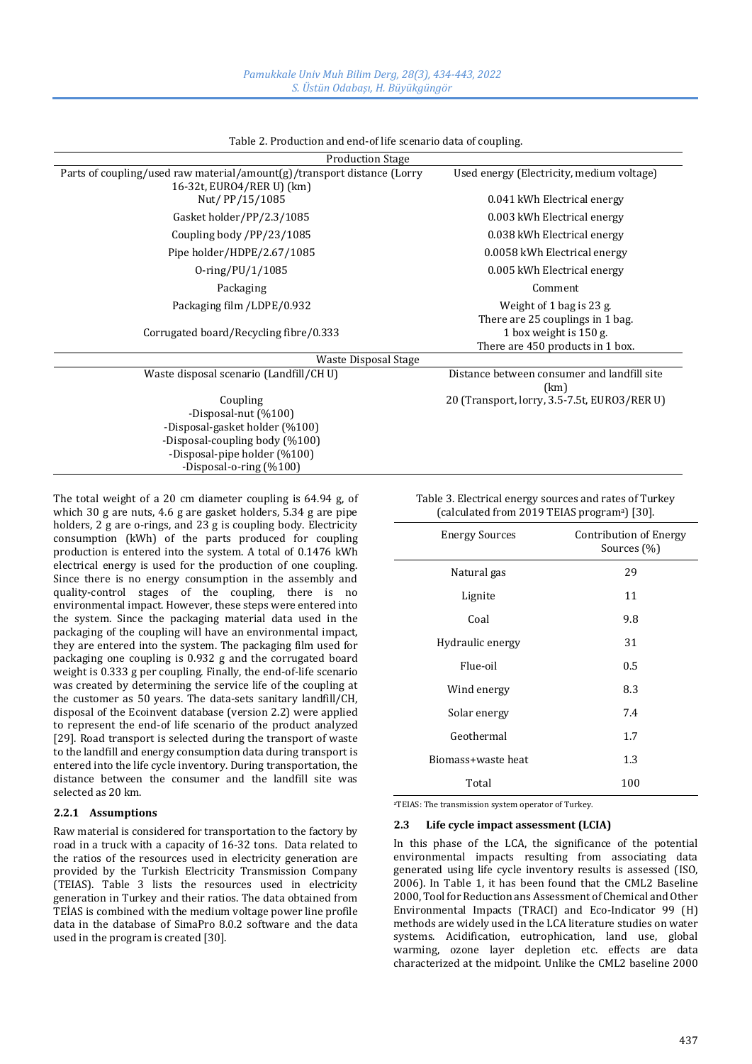Table 2. Production and end-of life scenario data of coupling.

| Production Stage | |
|---|---|
| Parts of coupling/used raw material/amount(g)/transport distance (Lorry 16-32t, EURO4/RER U) (km) | Used energy (Electricity, medium voltage) |
| Nut/ PP/15/1085 | 0.041 kWh Electrical energy |
| Gasket holder/PP/2.3/1085 | 0.003 kWh Electrical energy |
| Coupling body /PP/23/1085 | 0.038 kWh Electrical energy |
| Pipe holder/HDPE/2.67/1085 | 0.0058 kWh Electrical energy |
| O-ring/PU/1/1085 | 0.005 kWh Electrical energy |
| Packaging | Comment |
| Packaging film /LDPE/0.932 | Weight of 1 bag is 23 g. There are 25 couplings in 1 bag. |
| Corrugated board/Recycling fibre/0.333 | 1 box weight is 150 g. There are 450 products in 1 box. |
| **Waste Disposal Stage** | |
| Waste disposal scenario (Landfill/CH U) | Distance between consumer and landfill site (km) |
| Coupling<br>-Disposal-nut (%100)<br>-Disposal-gasket holder (%100)<br>-Disposal-coupling body (%100)<br>-Disposal-pipe holder (%100)<br>-Disposal-o-ring (%100) | 20 (Transport, lorry, 3.5-7.5t, EURO3/RER U) |

The total weight of a 20 cm diameter coupling is 64.94 g, of which 30 g are nuts, 4.6 g are gasket holders, 5.34 g are pipe holders, 2 g are o-rings, and 23 g is coupling body. Electricity consumption (kWh) of the parts produced for coupling production is entered into the system. A total of 0.1476 kWh electrical energy is used for the production of one coupling. Since there is no energy consumption in the assembly and quality-control stages of the coupling, there is no environmental impact. However, these steps were entered into the system. Since the packaging material data used in the packaging of the coupling will have an environmental impact, they are entered into the system. The packaging film used for packaging one coupling is 0.932 g and the corrugated board weight is 0.333 g per coupling. Finally, the end-of-life scenario was created by determining the service life of the coupling at the customer as 50 years. The data-sets sanitary landfill/CH, disposal of the Ecoinvent database (version 2.2) were applied to represent the end-of life scenario of the product analyzed [29]. Road transport is selected during the transport of waste to the landfill and energy consumption data during transport is entered into the life cycle inventory. During transportation, the distance between the consumer and the landfill site was selected as 20 km.

### 2.2.1 Assumptions

Raw material is considered for transportation to the factory by road in a truck with a capacity of 16-32 tons. Data related to the ratios of the resources used in electricity generation are provided by the Turkish Electricity Transmission Company (TEIAS). Table 3 lists the resources used in electricity generation in Turkey and their ratios. The data obtained from TEİAS is combined with the medium voltage power line profile data in the database of SimaPro 8.0.2 software and the data used in the program is created [30].

Table 3. Electrical energy sources and rates of Turkey (calculated from 2019 TEIAS program[a]) [30].

| Energy Sources | Contribution of Energy Sources (%) |
|---|---|
| Natural gas | 29 |
| Lignite | 11 |
| Coal | 9.8 |
| Hydraulic energy | 31 |
| Flue-oil | 0.5 |
| Wind energy | 8.3 |
| Solar energy | 7.4 |
| Geothermal | 1.7 |
| Biomass+waste heat | 1.3 |
| Total | 100 |

[a]TEIAS: The transmission system operator of Turkey.

## 2.3 Life cycle impact assessment (LCIA)

In this phase of the LCA, the significance of the potential environmental impacts resulting from associating data generated using life cycle inventory results is assessed (ISO, 2006). In Table 1, it has been found that the CML2 Baseline 2000, Tool for Reduction ans Assessment of Chemical and Other Environmental Impacts (TRACI) and Eco-Indicator 99 (H) methods are widely used in the LCA literature studies on water systems. Acidification, eutrophication, land use, global warming, ozone layer depletion etc. effects are data characterized at the midpoint. Unlike the CML2 baseline 2000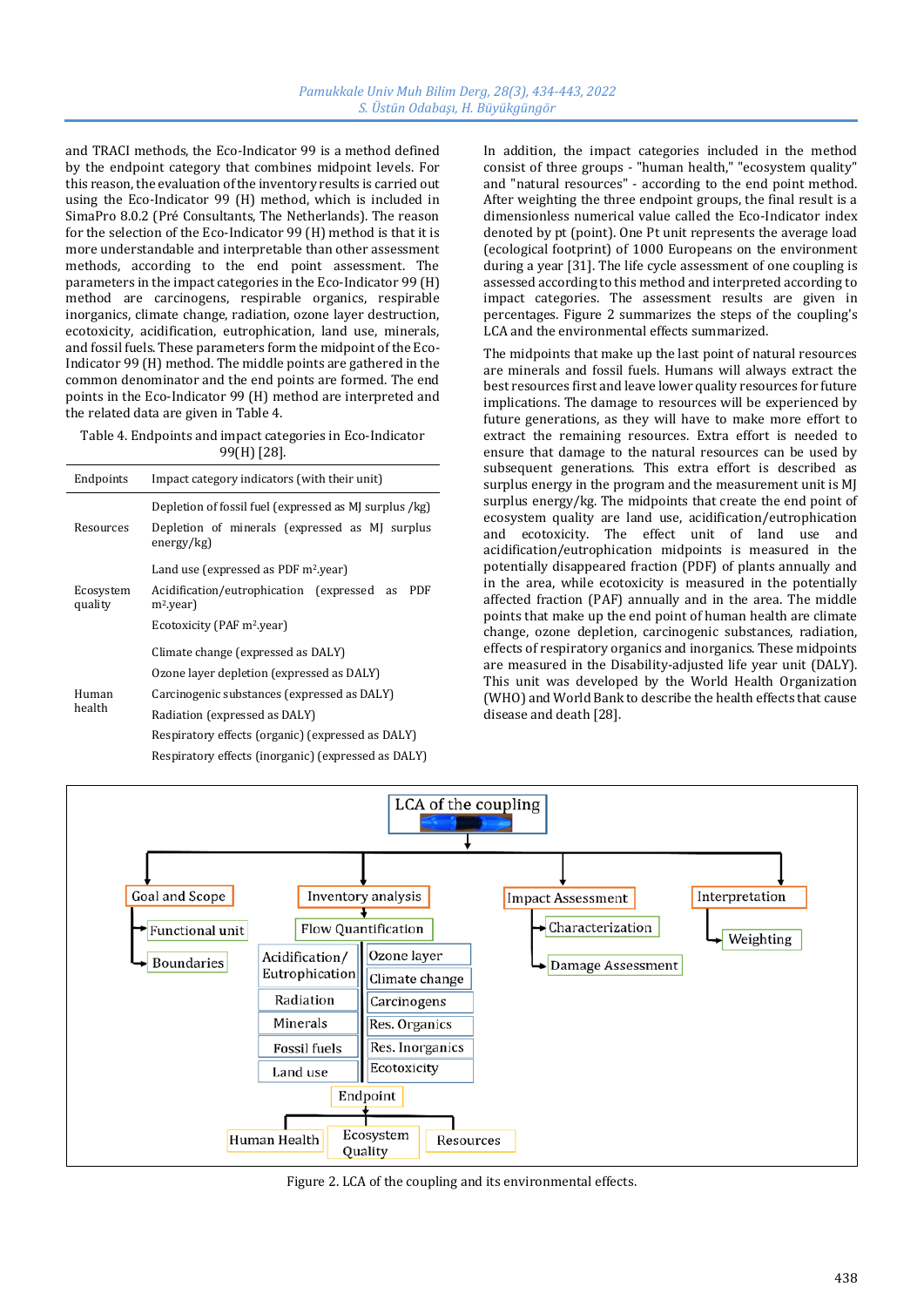and TRACI methods, the Eco-Indicator 99 is a method defined by the endpoint category that combines midpoint levels. For this reason, the evaluation of the inventory results is carried out using the Eco-Indicator 99 (H) method, which is included in SimaPro 8.0.2 (Pré Consultants, The Netherlands). The reason for the selection of the Eco-Indicator 99 (H) method is that it is more understandable and interpretable than other assessment methods, according to the end point assessment. The parameters in the impact categories in the Eco-Indicator 99 (H) method are carcinogens, respirable organics, respirable inorganics, climate change, radiation, ozone layer destruction, ecotoxicity, acidification, eutrophication, land use, minerals, and fossil fuels. These parameters form the midpoint of the Eco-Indicator 99 (H) method. The middle points are gathered in the common denominator and the end points are formed. The end points in the Eco-Indicator 99 (H) method are interpreted and the related data are given in Table 4.

Table 4. Endpoints and impact categories in Eco-Indicator 99(H) [28].

| Endpoints | Impact category indicators (with their unit) |
|---|---|
| Resources | Depletion of fossil fuel (expressed as MJ surplus /kg) |
| | Depletion of minerals (expressed as MJ surplus energy/kg) |
| Ecosystem quality | Land use (expressed as PDF $m^2$.year) |
| | Acidification/eutrophication (expressed as PDF $m^2$.year) |
| | Ecotoxicity (PAF $m^2$.year) |
| Human health | Climate change (expressed as DALY) |
| | Ozone layer depletion (expressed as DALY) |
| | Carcinogenic substances (expressed as DALY) |
| | Radiation (expressed as DALY) |
| | Respiratory effects (organic) (expressed as DALY) |
| | Respiratory effects (inorganic) (expressed as DALY) |

In addition, the impact categories included in the method consist of three groups - "human health," "ecosystem quality" and "natural resources" - according to the end point method. After weighting the three endpoint groups, the final result is a dimensionless numerical value called the Eco-Indicator index denoted by pt (point). One Pt unit represents the average load (ecological footprint) of 1000 Europeans on the environment during a year [31]. The life cycle assessment of one coupling is assessed according to this method and interpreted according to impact categories. The assessment results are given in percentages. Figure 2 summarizes the steps of the coupling's LCA and the environmental effects summarized.

The midpoints that make up the last point of natural resources are minerals and fossil fuels. Humans will always extract the best resources first and leave lower quality resources for future implications. The damage to resources will be experienced by future generations, as they will have to make more effort to extract the remaining resources. Extra effort is needed to ensure that damage to the natural resources can be used by subsequent generations. This extra effort is described as surplus energy in the program and the measurement unit is MJ surplus energy/kg. The midpoints that create the end point of ecosystem quality are land use, acidification/eutrophication and ecotoxicity. The effect unit of land use and acidification/eutrophication midpoints is measured in the potentially disappeared fraction (PDF) of plants annually and in the area, while ecotoxicity is measured in the potentially affected fraction (PAF) annually and in the area. The middle points that make up the end point of human health are climate change, ozone depletion, carcinogenic substances, radiation, effects of respiratory organics and inorganics. These midpoints are measured in the Disability-adjusted life year unit (DALY). This unit was developed by the World Health Organization (WHO) and World Bank to describe the health effects that cause disease and death [28].

LCA of the coupling

Goal and Scope: Functional unit; Boundaries
Inventory analysis: Flow Quantification — Acidification/Eutrophication, Radiation, Minerals, Fossil fuels, Land use, Ozone layer, Climate change, Carcinogens, Res. Organics, Res. Inorganics, Ecotoxicity — Endpoint: Human Health, Ecosystem Quality, Resources
Impact Assessment: Characterization; Damage Assessment
Interpretation: Weighting

Figure 2. LCA of the coupling and its environmental effects.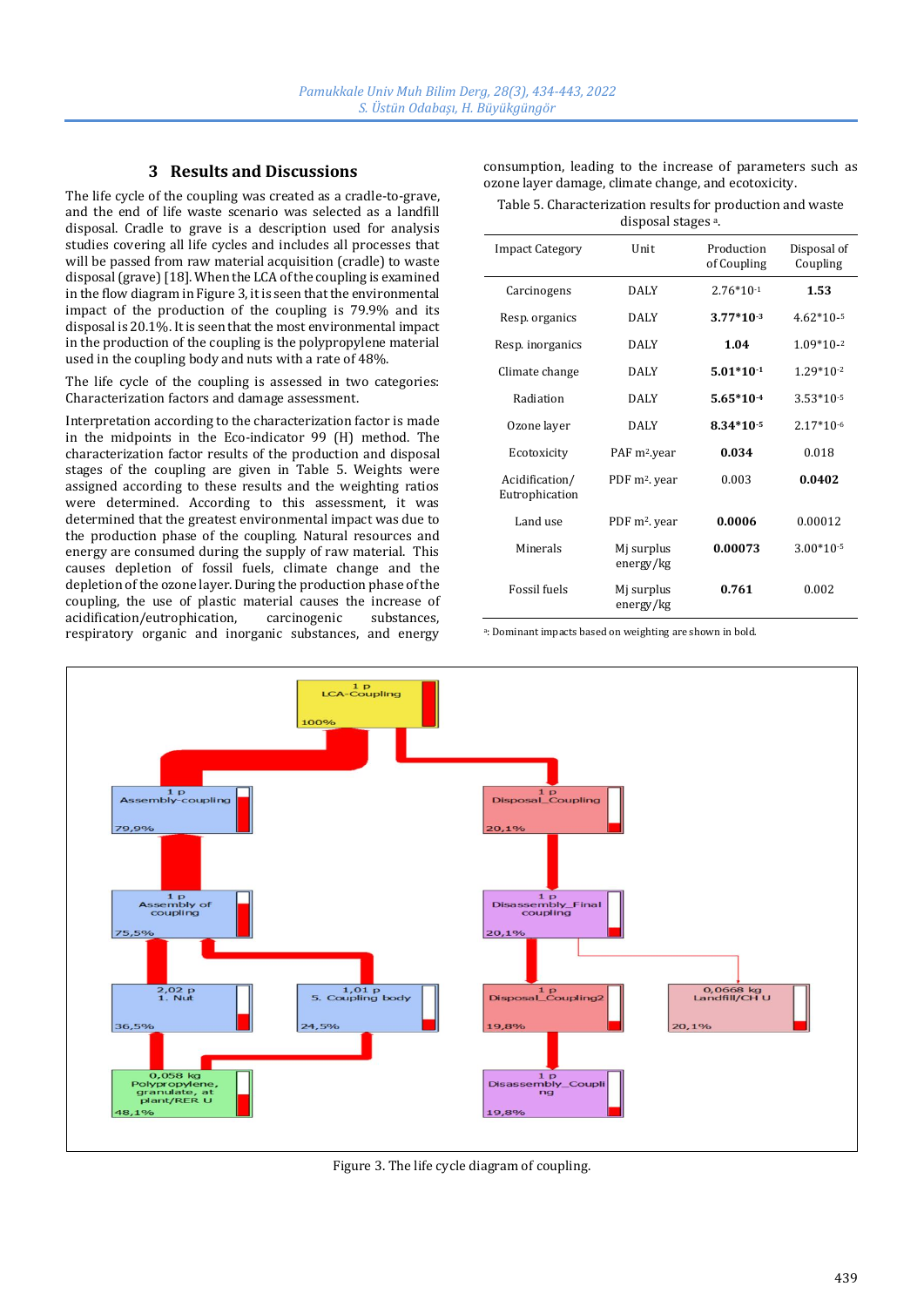## 3 Results and Discussions

The life cycle of the coupling was created as a cradle-to-grave, and the end of life waste scenario was selected as a landfill disposal. Cradle to grave is a description used for analysis studies covering all life cycles and includes all processes that will be passed from raw material acquisition (cradle) to waste disposal (grave) [18]. When the LCA of the coupling is examined in the flow diagram in Figure 3, it is seen that the environmental impact of the production of the coupling is 79.9% and its disposal is 20.1%. It is seen that the most environmental impact in the production of the coupling is the polypropylene material used in the coupling body and nuts with a rate of 48%.

The life cycle of the coupling is assessed in two categories: Characterization factors and damage assessment.

Interpretation according to the characterization factor is made in the midpoints in the Eco-indicator 99 (H) method. The characterization factor results of the production and disposal stages of the coupling are given in Table 5. Weights were assigned according to these results and the weighting ratios were determined. According to this assessment, it was determined that the greatest environmental impact was due to the production phase of the coupling. Natural resources and energy are consumed during the supply of raw material. This causes depletion of fossil fuels, climate change and the depletion of the ozone layer. During the production phase of the coupling, the use of plastic material causes the increase of acidification/eutrophication, carcinogenic substances, respiratory organic and inorganic substances, and energy consumption, leading to the increase of parameters such as ozone layer damage, climate change, and ecotoxicity.

Table 5. Characterization results for production and waste disposal stages [a].

| Impact Category | Unit | Production of Coupling | Disposal of Coupling |
|---|---|---|---|
| Carcinogens | DALY | $2.76*10^{-1}$ | **1.53** |
| Resp. organics | DALY | **$3.77*10^{-3}$** | $4.62*10^{-5}$ |
| Resp. inorganics | DALY | **1.04** | $1.09*10^{-2}$ |
| Climate change | DALY | **$5.01*10^{-1}$** | $1.29*10^{-2}$ |
| Radiation | DALY | **$5.65*10^{-4}$** | $3.53*10^{-5}$ |
| Ozone layer | DALY | **$8.34*10^{-5}$** | $2.17*10^{-6}$ |
| Ecotoxicity | PAF $m^2$.year | **0.034** | 0.018 |
| Acidification/ Eutrophication | PDF $m^2$. year | 0.003 | **0.0402** |
| Land use | PDF $m^2$. year | **0.0006** | 0.00012 |
| Minerals | Mj surplus energy/kg | **0.00073** | $3.00*10^{-5}$ |
| Fossil fuels | Mj surplus energy/kg | **0.761** | 0.002 |

[a]: Dominant impacts based on weighting are shown in bold.

Figure 3. The life cycle diagram of coupling.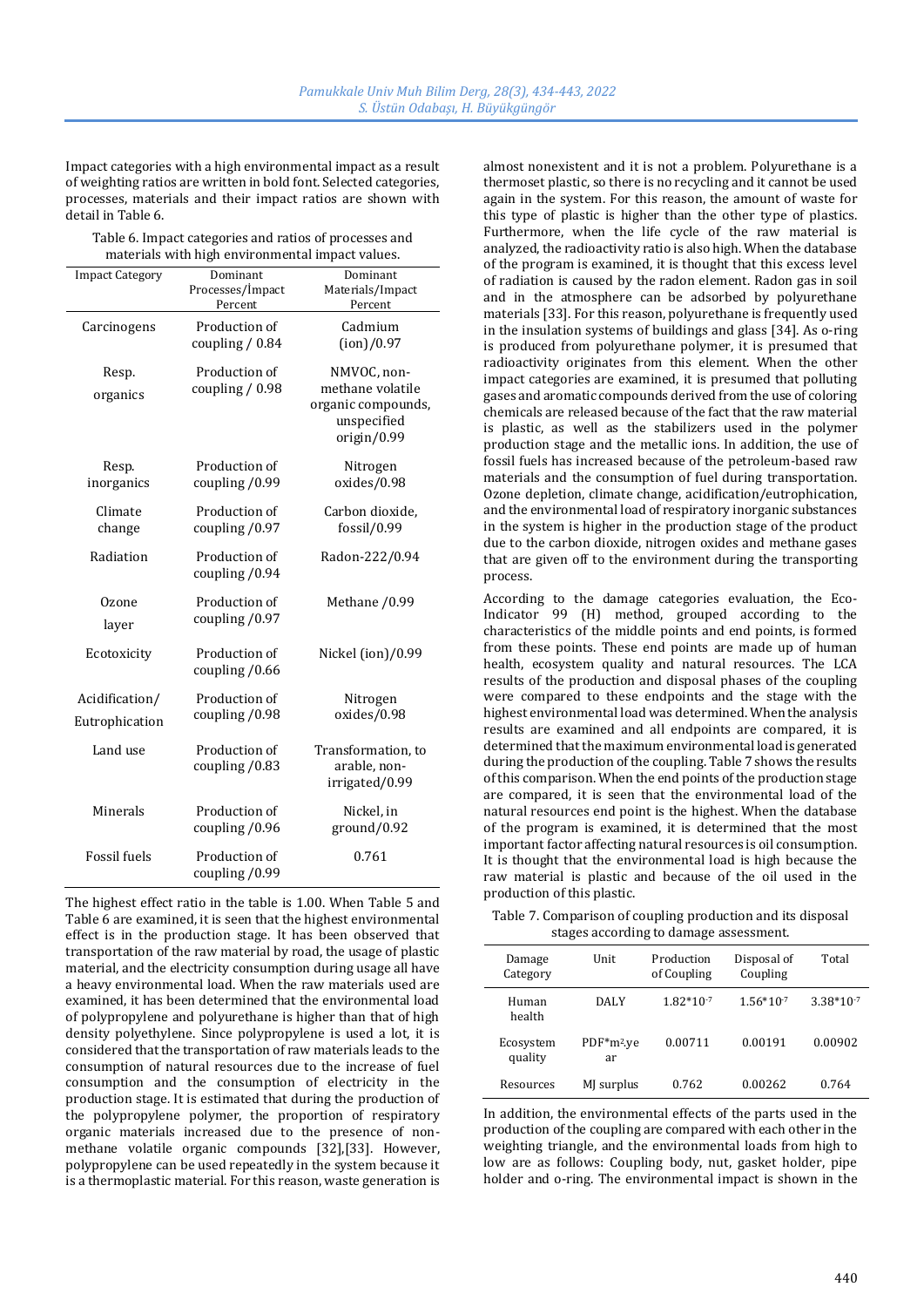Impact categories with a high environmental impact as a result of weighting ratios are written in bold font. Selected categories, processes, materials and their impact ratios are shown with detail in Table 6.

Table 6. Impact categories and ratios of processes and materials with high environmental impact values.

| Impact Category | Dominant Processes/İmpact Percent | Dominant Materials/Impact Percent |
|---|---|---|
| Carcinogens | Production of coupling / 0.84 | Cadmium (ion)/0.97 |
| Resp. organics | Production of coupling / 0.98 | NMVOC, non-methane volatile organic compounds, unspecified origin/0.99 |
| Resp. inorganics | Production of coupling /0.99 | Nitrogen oxides/0.98 |
| Climate change | Production of coupling /0.97 | Carbon dioxide, fossil/0.99 |
| Radiation | Production of coupling /0.94 | Radon-222/0.94 |
| Ozone layer | Production of coupling /0.97 | Methane /0.99 |
| Ecotoxicity | Production of coupling /0.66 | Nickel (ion)/0.99 |
| Acidification/ Eutrophication | Production of coupling /0.98 | Nitrogen oxides/0.98 |
| Land use | Production of coupling /0.83 | Transformation, to arable, non-irrigated/0.99 |
| Minerals | Production of coupling /0.96 | Nickel, in ground/0.92 |
| Fossil fuels | Production of coupling /0.99 | 0.761 |

The highest effect ratio in the table is 1.00. When Table 5 and Table 6 are examined, it is seen that the highest environmental effect is in the production stage. It has been observed that transportation of the raw material by road, the usage of plastic material, and the electricity consumption during usage all have a heavy environmental load. When the raw materials used are examined, it has been determined that the environmental load of polypropylene and polyurethane is higher than that of high density polyethylene. Since polypropylene is used a lot, it is considered that the transportation of raw materials leads to the consumption of natural resources due to the increase of fuel consumption and the consumption of electricity in the production stage. It is estimated that during the production of the polypropylene polymer, the proportion of respiratory organic materials increased due to the presence of non-methane volatile organic compounds [32],[33]. However, polypropylene can be used repeatedly in the system because it is a thermoplastic material. For this reason, waste generation is almost nonexistent and it is not a problem. Polyurethane is a thermoset plastic, so there is no recycling and it cannot be used again in the system. For this reason, the amount of waste for this type of plastic is higher than the other type of plastics. Furthermore, when the life cycle of the raw material is analyzed, the radioactivity ratio is also high. When the database of the program is examined, it is thought that this excess level of radiation is caused by the radon element. Radon gas in soil and in the atmosphere can be adsorbed by polyurethane materials [33]. For this reason, polyurethane is frequently used in the insulation systems of buildings and glass [34]. As o-ring is produced from polyurethane polymer, it is presumed that radioactivity originates from this element. When the other impact categories are examined, it is presumed that polluting gases and aromatic compounds derived from the use of coloring chemicals are released because of the fact that the raw material is plastic, as well as the stabilizers used in the polymer production stage and the metallic ions. In addition, the use of fossil fuels has increased because of the petroleum-based raw materials and the consumption of fuel during transportation. Ozone depletion, climate change, acidification/eutrophication, and the environmental load of respiratory inorganic substances in the system is higher in the production stage of the product due to the carbon dioxide, nitrogen oxides and methane gases that are given off to the environment during the transporting process.

According to the damage categories evaluation, the Eco-Indicator 99 (H) method, grouped according to the characteristics of the middle points and end points, is formed from these points. These end points are made up of human health, ecosystem quality and natural resources. The LCA results of the production and disposal phases of the coupling were compared to these endpoints and the stage with the highest environmental load was determined. When the analysis results are examined and all endpoints are compared, it is determined that the maximum environmental load is generated during the production of the coupling. Table 7 shows the results of this comparison. When the end points of the production stage are compared, it is seen that the environmental load of the natural resources end point is the highest. When the database of the program is examined, it is determined that the most important factor affecting natural resources is oil consumption. It is thought that the environmental load is high because the raw material is plastic and because of the oil used in the production of this plastic.

Table 7. Comparison of coupling production and its disposal stages according to damage assessment.

| Damage Category | Unit | Production of Coupling | Disposal of Coupling | Total |
|---|---|---|---|---|
| Human health | DALY | $1.82*10^{-7}$ | $1.56*10^{-7}$ | $3.38*10^{-7}$ |
| Ecosystem quality | PDF*m²yе ar | 0.00711 | 0.00191 | 0.00902 |
| Resources | MJ surplus | 0.762 | 0.00262 | 0.764 |

In addition, the environmental effects of the parts used in the production of the coupling are compared with each other in the weighting triangle, and the environmental loads from high to low are as follows: Coupling body, nut, gasket holder, pipe holder and o-ring. The environmental impact is shown in the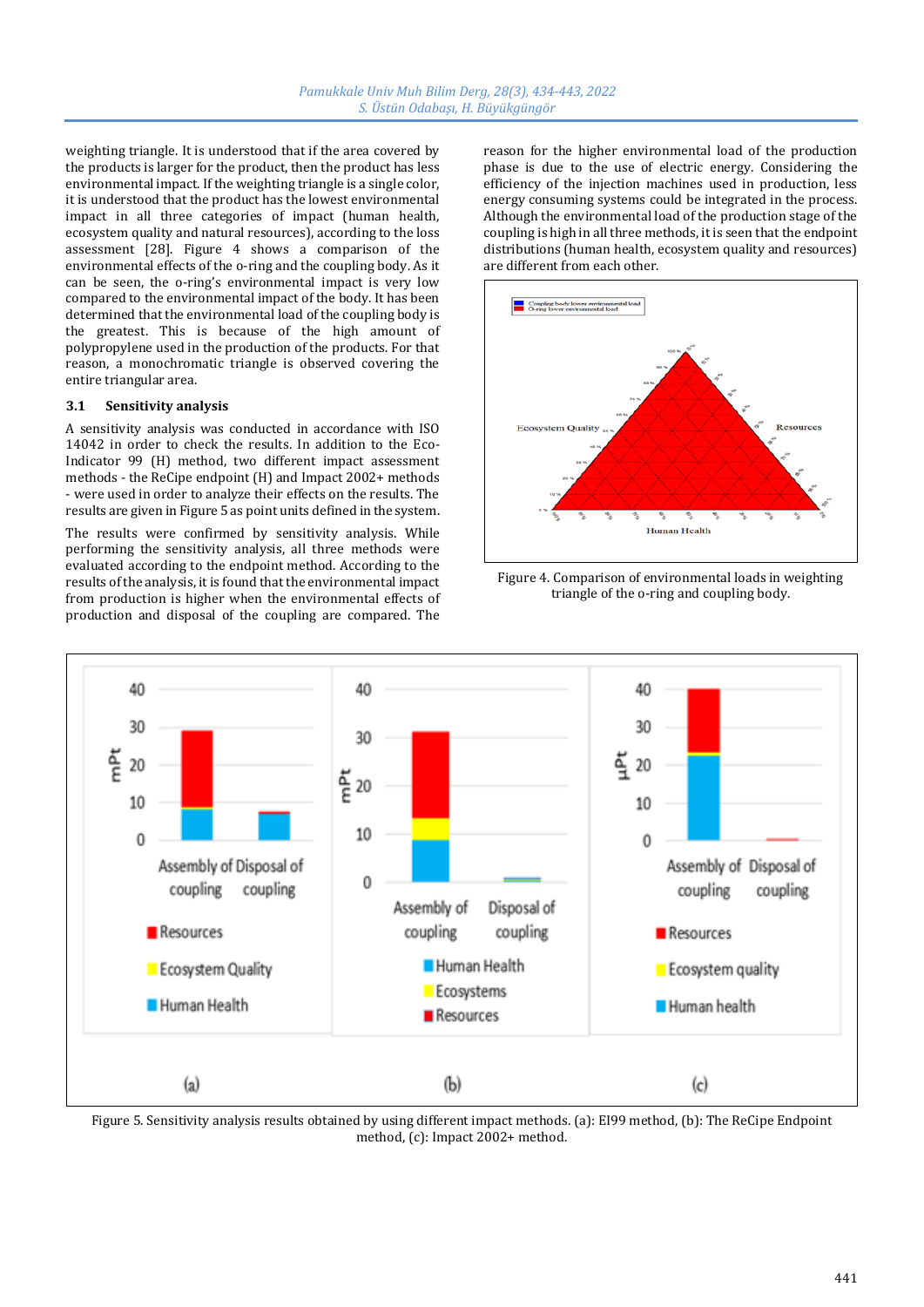weighting triangle. It is understood that if the area covered by the products is larger for the product, then the product has less environmental impact. If the weighting triangle is a single color, it is understood that the product has the lowest environmental impact in all three categories of impact (human health, ecosystem quality and natural resources), according to the loss assessment [28]. Figure 4 shows a comparison of the environmental effects of the o-ring and the coupling body. As it can be seen, the o-ring's environmental impact is very low compared to the environmental impact of the body. It has been determined that the environmental load of the coupling body is the greatest. This is because of the high amount of polypropylene used in the production of the products. For that reason, a monochromatic triangle is observed covering the entire triangular area.

### 3.1 Sensitivity analysis

A sensitivity analysis was conducted in accordance with ISO 14042 in order to check the results. In addition to the Eco-Indicator 99 (H) method, two different impact assessment methods - the ReCipe endpoint (H) and Impact 2002+ methods - were used in order to analyze their effects on the results. The results are given in Figure 5 as point units defined in the system.

The results were confirmed by sensitivity analysis. While performing the sensitivity analysis, all three methods were evaluated according to the endpoint method. According to the results of the analysis, it is found that the environmental impact from production is higher when the environmental effects of production and disposal of the coupling are compared. The reason for the higher environmental load of the production phase is due to the use of electric energy. Considering the efficiency of the injection machines used in production, less energy consuming systems could be integrated in the process. Although the environmental load of the production stage of the coupling is high in all three methods, it is seen that the endpoint distributions (human health, ecosystem quality and resources) are different from each other.

Figure 4. Comparison of environmental loads in weighting triangle of the o-ring and coupling body.

Figure 5. Sensitivity analysis results obtained by using different impact methods. (a): EI99 method, (b): The ReCipe Endpoint method, (c): Impact 2002+ method.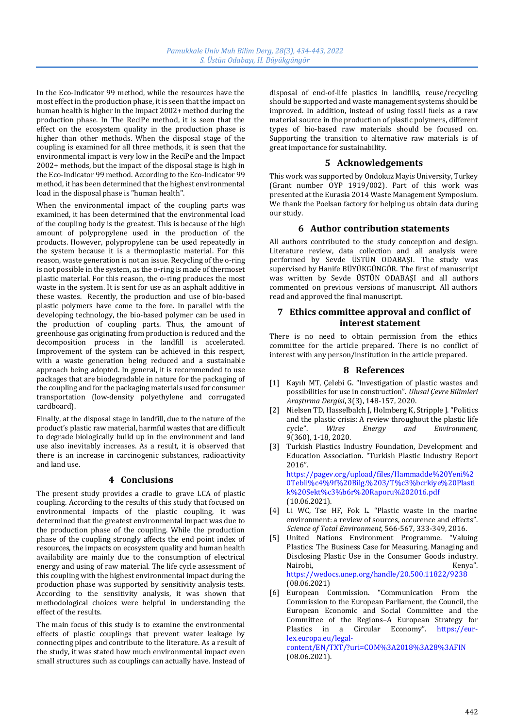In the Eco-Indicator 99 method, while the resources have the most effect in the production phase, it is seen that the impact on human health is higher in the Impact 2002+ method during the production phase. In The ReciPe method, it is seen that the effect on the ecosystem quality in the production phase is higher than other methods. When the disposal stage of the coupling is examined for all three methods, it is seen that the environmental impact is very low in the ReciPe and the Impact 2002+ methods, but the impact of the disposal stage is high in the Eco-Indicator 99 method. According to the Eco-Indicator 99 method, it has been determined that the highest environmental load in the disposal phase is "human health".

When the environmental impact of the coupling parts was examined, it has been determined the environmental load of the coupling body is the greatest. This is because of the high amount of polypropylene used in the production of the products. However, polypropylene can be used repeatedly in the system because it is a thermoplastic material. For this reason, waste generation is not an issue. Recycling of the o-ring is not possible in the system, as the o-ring is made of thermoset plastic material. For this reason, the o-ring produces the most waste in the system. It is sent for use as an asphalt additive in these wastes. Recently, the production and use of bio-based plastic polymers have come to the fore. In parallel with the developing technology, the bio-based polymer can be used in the production of coupling parts. Thus, the amount of greenhouse gas originating from production is reduced and the decomposition process in the landfill is accelerated. Improvement of the system can be achieved in this respect, with a waste generation being reduced and a sustainable approach being adopted. In general, it is recommended to use packages that are biodegradable in nature for the packaging of the coupling and for the packaging materials used for consumer transportation (low-density polyethylene and corrugated cardboard).

Finally, at the disposal stage in landfill, due to the nature of the product's plastic raw material, harmful wastes that are difficult to degrade biologically build up in the environment and land use also inevitably increases. As a result, it is observed that there is an increase in carcinogenic substances, radioactivity and land use.

## 4 Conclusions

The present study provides a cradle to grave LCA of plastic coupling. According to the results of this study that focused on environmental impacts of the plastic coupling, it was determined that the greatest environmental impact was due to the production phase of the coupling. While the production phase of the coupling strongly affects the end point index of resources, the impacts on ecosystem quality and human health availability are mainly due to the consumption of electrical energy and using of raw material. The life cycle assessment of this coupling with the highest environmental impact during the production phase was supported by sensitivity analysis tests. According to the sensitivity analysis, it was shown that methodological choices were helpful in understanding the effect of the results.

The main focus of this study is to examine the environmental effects of plastic couplings that prevent water leakage by connecting pipes and contribute to the literature. As a result of the study, it was stated how much environmental impact even small structures such as couplings can actually have. Instead of disposal of end-of-life plastics in landfills, reuse/recycling should be supported and waste management systems should be improved. In addition, instead of using fossil fuels as a raw material source in the production of plastic polymers, different types of bio-based raw materials should be focused on. Supporting the transition to alternative raw materials is of great importance for sustainability.

## 5 Acknowledgements

This work was supported by Ondokuz Mayis University, Turkey (Grant number OYP 1919/002). Part of this work was presented at the Eurasia 2014 Waste Management Symposium. We thank the Poelsan factory for helping us obtain data during our study.

## 6 Author contribution statements

All authors contributed to the study conception and design. Literature review, data collection and all analysis were performed by Sevde ÜSTÜN ODABAŞI. The study was supervised by Hanife BÜYÜKGÜNGÖR. The first of manuscript was written by Sevde ÜSTÜN ODABAŞI and all authors commented on previous versions of manuscript. All authors read and approved the final manuscript.

## 7 Ethics committee approval and conflict of interest statement

There is no need to obtain permission from the ethics committee for the article prepared. There is no conflict of interest with any person/institution in the article prepared.

## 8 References

[1] Kayılı MT, Çelebi G. "Investigation of plastic wastes and possibilities for use in construction". *Ulusal Çevre Bilimleri Araştırma Dergisi*, 3(3), 148-157, 2020.

[2] Nielsen TD, Hasselbalch J, Holmberg K, Stripple J. "Politics and the plastic crisis: A review throughout the plastic life cycle". *Wires Energy and Environment*, 9(360), 1-18, 2020.

[3] Turkish Plastics Industry Foundation, Development and Education Association. "Turkish Plastic Industry Report 2016". https://pagev.org/upload/files/Hammadde%20Yeni%20Tebli%c4%9f%20Bilg.%203/T%c3%bcrkiye%20Plastik%20Sekt%c3%b6r%20Raporu%202016.pdf (10.06.2021).

[4] Li WC, Tse HF, Fok L. "Plastic waste in the marine environment: a review of sources, occurence and effects". *Science of Total Environment*, 566-567, 333-349, 2016.

[5] United Nations Environment Programme. "Valuing Plastics: The Business Case for Measuring, Managing and Disclosing Plastic Use in the Consumer Goods industry. Nairobi, Kenya". https://wedocs.unep.org/handle/20.500.11822/9238 (08.06.2021)

[6] European Commission. "Communication From the Commission to the European Parliament, the Council, the European Economic and Social Committee and the Committee of the Regions–A European Strategy for Plastics in a Circular Economy". https://eur-lex.europa.eu/legal-content/EN/TXT/?uri=COM%3A2018%3A28%3AFIN (08.06.2021).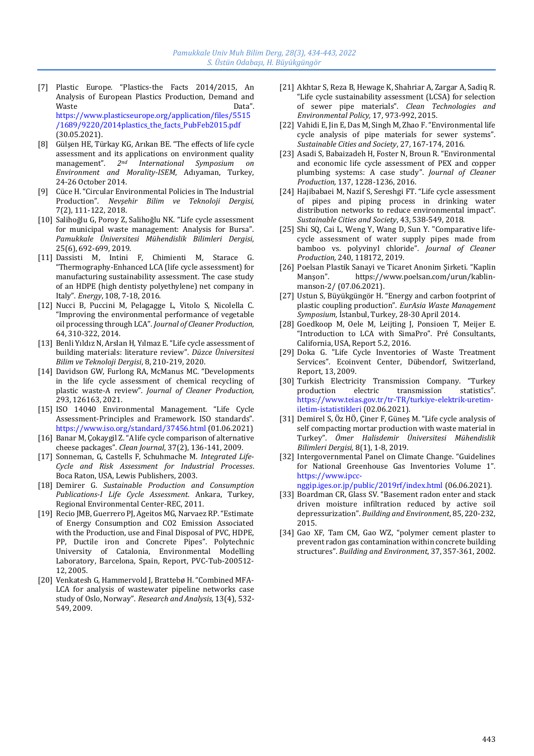[7] Plastic Europe. "Plastics-the Facts 2014/2015, An Analysis of European Plastics Production, Demand and Waste Data". https://www.plasticseurope.org/application/files/5515/1689/9220/2014plastics_the_facts_PubFeb2015.pdf (30.05.2021).

[8] Gülşen HE, Türkay KG, Arıkan BE. "The effects of life cycle assessment and its applications on environment quality management". *2nd International Symposium on Environment and Morality-ISEM*, Adıyaman, Turkey, 24-26 October 2014.

[9] Cüce H. "Circular Environmental Policies in The Industrial Production". *Nevşehir Bilim ve Teknoloji Dergisi,* 7(2), 111-122, 2018.

[10] Salihoğlu G, Poroy Z, Salihoğlu NK. "Life cycle assessment for municipal waste management: Analysis for Bursa". *Pamukkale Üniversitesi Mühendislik Bilimleri Dergisi*, 25(6), 692-699, 2019.

[11] Dassisti M, Intini F, Chimienti M, Starace G. "Thermography-Enhanced LCA (life cycle assessment) for manufacturing sustainability assessment. The case study of an HDPE (high dentisty polyethylene) net company in Italy". *Energy*, 108, 7-18, 2016.

[12] Nucci B, Puccini M, Pelagagge L, Vitolo S, Nicolella C. "Improving the environmental performance of vegetable oil processing through LCA". *Journal of Cleaner Production*, 64, 310-322, 2014.

[13] Benli Yıldız N, Arslan H, Yılmaz E. "Life cycle assessment of building materials: literature review". *Düzce Üniversitesi Bilim ve Teknoloji Dergisi*, 8, 210-219, 2020.

[14] Davidson GW, Furlong RA, McManus MC. "Developments in the life cycle assessment of chemical recycling of plastic waste-A review". *Journal of Cleaner Production,* 293, 126163, 2021.

[15] ISO 14040 Environmental Management. "Life Cycle Assessment-Principles and Framework. ISO standards". https://www.iso.org/standard/37456.html (01.06.2021)

[16] Banar M, Çokaygil Z. "A life cycle comparison of alternative cheese packages". *Clean Journal*, 37(2), 136-141, 2009.

[17] Sonneman, G, Castells F, Schuhmache M. *Integrated Life-Cycle and Risk Assessment for Industrial Processes*. Boca Raton, USA, Lewis Publishers, 2003.

[18] Demirer G. *Sustainable Production and Consumption Publications-I Life Cycle Assessment*. Ankara, Turkey, Regional Environmental Center-REC, 2011.

[19] Recio JMB, Guerrero PJ, Ageitos MG, Narvaez RP. "Estimate of Energy Consumption and CO2 Emission Associated with the Production, use and Final Disposal of PVC, HDPE, PP, Ductile iron and Concrete Pipes". Polytechnic University of Catalonia, Environmental Modelling Laboratory, Barcelona, Spain, Report, PVC-Tub-200512-12, 2005.

[20] Venkatesh G, Hammervold J, Brattebø H. "Combined MFA-LCA for analysis of wastewater pipeline networks case study of Oslo, Norway". *Research and Analysis,* 13(4), 532-549, 2009.

[21] Akhtar S, Reza B, Hewage K, Shahriar A, Zargar A, Sadiq R. "Life cycle sustainability assessment (LCSA) for selection of sewer pipe materials". *Clean Technologies and Environmental Policy,* 17, 973-992, 2015.

[22] Vahidi E, Jin E, Das M, Singh M, Zhao F. "Environmental life cycle analysis of pipe materials for sewer systems". *Sustainable Cities and Society*, 27, 167-174, 2016.

[23] Asadi S, Babaizadeh H, Foster N, Broun R. "Environmental and economic life cycle assessment of PEX and copper plumbing systems: A case study". *Journal of Cleaner Production*, 137, 1228-1236, 2016.

[24] Hajibabaei M, Nazif S, Sereshgi FT. "Life cycle assessment of pipes and piping process in drinking water distribution networks to reduce environmental impact". *Sustainable Cities and Society*, 43, 538-549, 2018.

[25] Shi SQ, Cai L, Weng Y, Wang D, Sun Y. "Comparative life-cycle assessment of water supply pipes made from bamboo vs. polyvinyl chloride". *Journal of Cleaner Production,* 240, 118172, 2019.

[26] Poelsan Plastik Sanayi ve Ticaret Anonim Şirketi. "Kaplin Manşon". https://www.poelsan.com/urun/kablin-manson-2/ (07.06.2021).

[27] Ustun S, Büyükgüngör H. "Energy and carbon footprint of plastic coupling production". *EurAsia Waste Management Symposium,* İstanbul, Turkey, 28-30 April 2014.

[28] Goedkoop M, Oele M, Leijting J, Ponsioen T, Meijer E. "Introduction to LCA with SimaPro". Pré Consultants, California, USA, Report 5.2, 2016.

[29] Doka G. "Life Cycle Inventories of Waste Treatment Services". Ecoinvent Center, Dübendorf, Switzerland, Report, 13, 2009.

[30] Turkish Electricity Transmission Company. "Turkey production electric transmission statistics". https://www.teias.gov.tr/tr-TR/turkiye-elektrik-uretim-iletim-istatistikleri (02.06.2021).

[31] Demirel S, Öz HÖ, Çiner F, Güneş M. "Life cycle analysis of self compacting mortar production with waste material in Turkey". *Ömer Halisdemir Üniversitesi Mühendislik Bilimleri Dergisi,* 8(1), 1-8, 2019.

[32] Intergovernmental Panel on Climate Change. "Guidelines for National Greenhouse Gas Inventories Volume 1". https://www.ipcc-nggip.iges.or.jp/public/2019rf/index.html (06.06.2021).

[33] Boardman CR, Glass SV. "Basement radon enter and stack driven moisture infiltration reduced by active soil depressurization". *Building and Environment*, 85, 220-232, 2015.

[34] Gao XF, Tam CM, Gao WZ, "polymer cement plaster to prevent radon gas contamination within concrete building structures". *Building and Environment*, 37, 357-361, 2002.